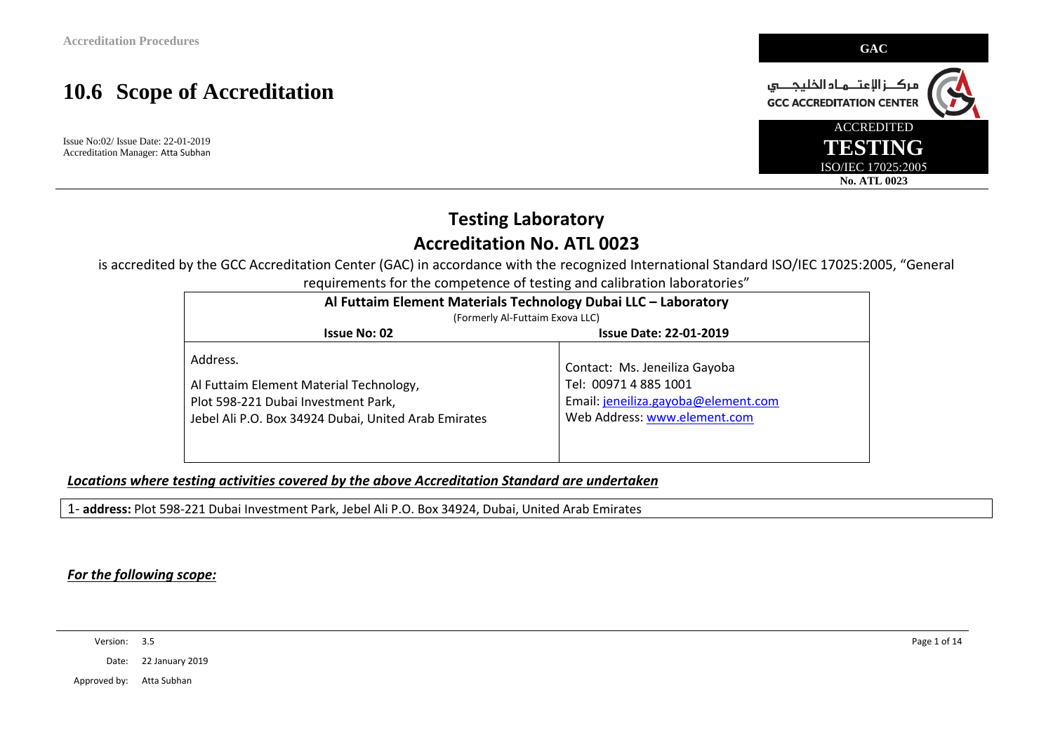# 10.6 Scope of Accreditation

Issue No:02/ Issue Date: 22-01-2019
Accreditation Manager: Atta Subhan

GAC

مركـــز الإعتـــماد الخليجـــي
GCC ACCREDITATION CENTER

ACCREDITED
TESTING
ISO/IEC 17025:2005
No. ATL 0023

## Testing Laboratory
## Accreditation No. ATL 0023

is accredited by the GCC Accreditation Center (GAC) in accordance with the recognized International Standard ISO/IEC 17025:2005, "General requirements for the competence of testing and calibration laboratories"

| **Al Futtaim Element Materials Technology Dubai LLC – Laboratory** (Formerly Al-Futtaim Exova LLC) | |
|---|---|
| **Issue No: 02** | **Issue Date: 22-01-2019** |
| Address.<br><br>Al Futtaim Element Material Technology,<br>Plot 598-221 Dubai Investment Park,<br>Jebel Ali P.O. Box 34924 Dubai, United Arab Emirates | Contact: Ms. Jeneiliza Gayoba<br>Tel: 00971 4 885 1001<br>Email: jeneiliza.gayoba@element.com<br>Web Address: www.element.com |

***Locations where testing activities covered by the above Accreditation Standard are undertaken***

| 1- **address:** Plot 598-221 Dubai Investment Park, Jebel Ali P.O. Box 34924, Dubai, United Arab Emirates |
|---|

***For the following scope:***

Version: 3.5
Date: 22 January 2019
Approved by: Atta Subhan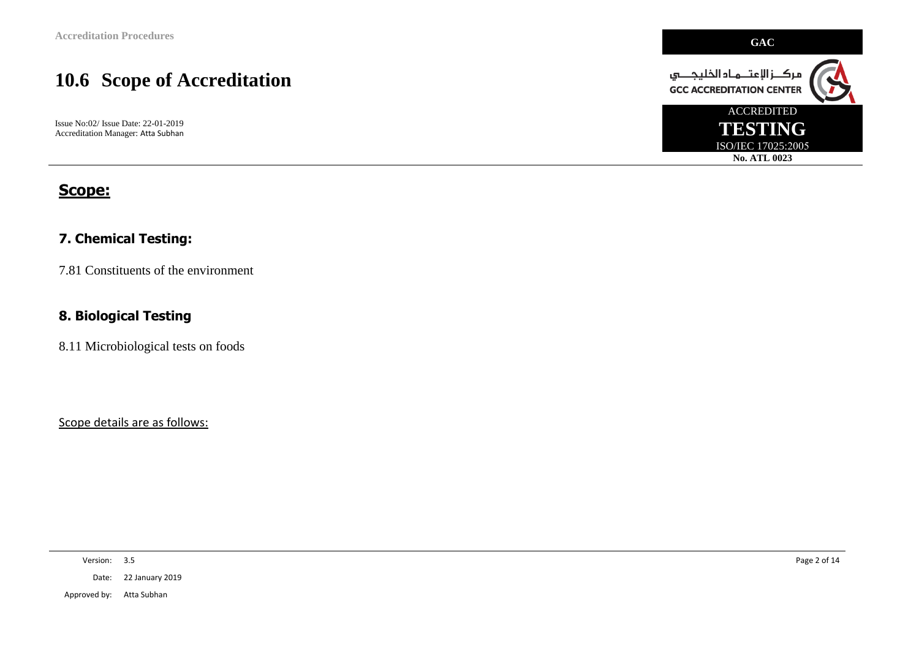## Scope:

### 7. Chemical Testing:

7.81 Constituents of the environment

### 8. Biological Testing

8.11 Microbiological tests on foods

Scope details are as follows: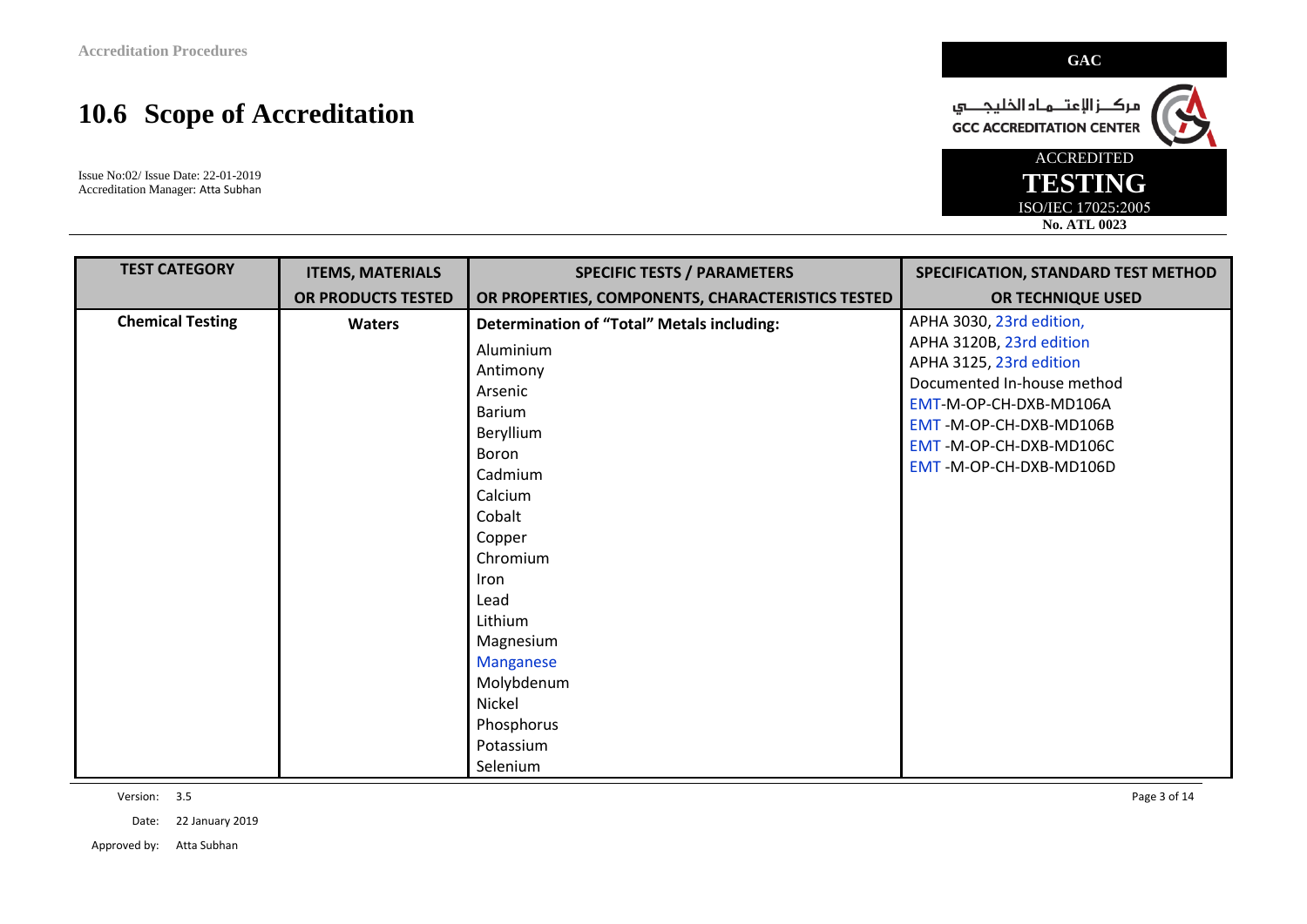## 10.6 Scope of Accreditation

Issue No:02/ Issue Date: 22-01-2019
Accreditation Manager: Atta Subhan

GAC

مركــز الإعتــماد الخليجــي
GCC ACCREDITATION CENTER

ACCREDITED
**TESTING**
ISO/IEC 17025:2005
**No. ATL 0023**

| TEST CATEGORY | ITEMS, MATERIALS OR PRODUCTS TESTED | SPECIFIC TESTS / PARAMETERS OR PROPERTIES, COMPONENTS, CHARACTERISTICS TESTED | SPECIFICATION, STANDARD TEST METHOD OR TECHNIQUE USED |
|---|---|---|---|
| **Chemical Testing** | **Waters** | **Determination of "Total" Metals including:**<br>Aluminium<br>Antimony<br>Arsenic<br>Barium<br>Beryllium<br>Boron<br>Cadmium<br>Calcium<br>Cobalt<br>Copper<br>Chromium<br>Iron<br>Lead<br>Lithium<br>Magnesium<br>Manganese<br>Molybdenum<br>Nickel<br>Phosphorus<br>Potassium<br>Selenium | APHA 3030, 23rd edition,<br>APHA 3120B, 23rd edition<br>APHA 3125, 23rd edition<br>Documented In-house method<br>EMT-M-OP-CH-DXB-MD106A<br>EMT -M-OP-CH-DXB-MD106B<br>EMT -M-OP-CH-DXB-MD106C<br>EMT -M-OP-CH-DXB-MD106D |

Version: 3.5

Date: 22 January 2019

Approved by: Atta Subhan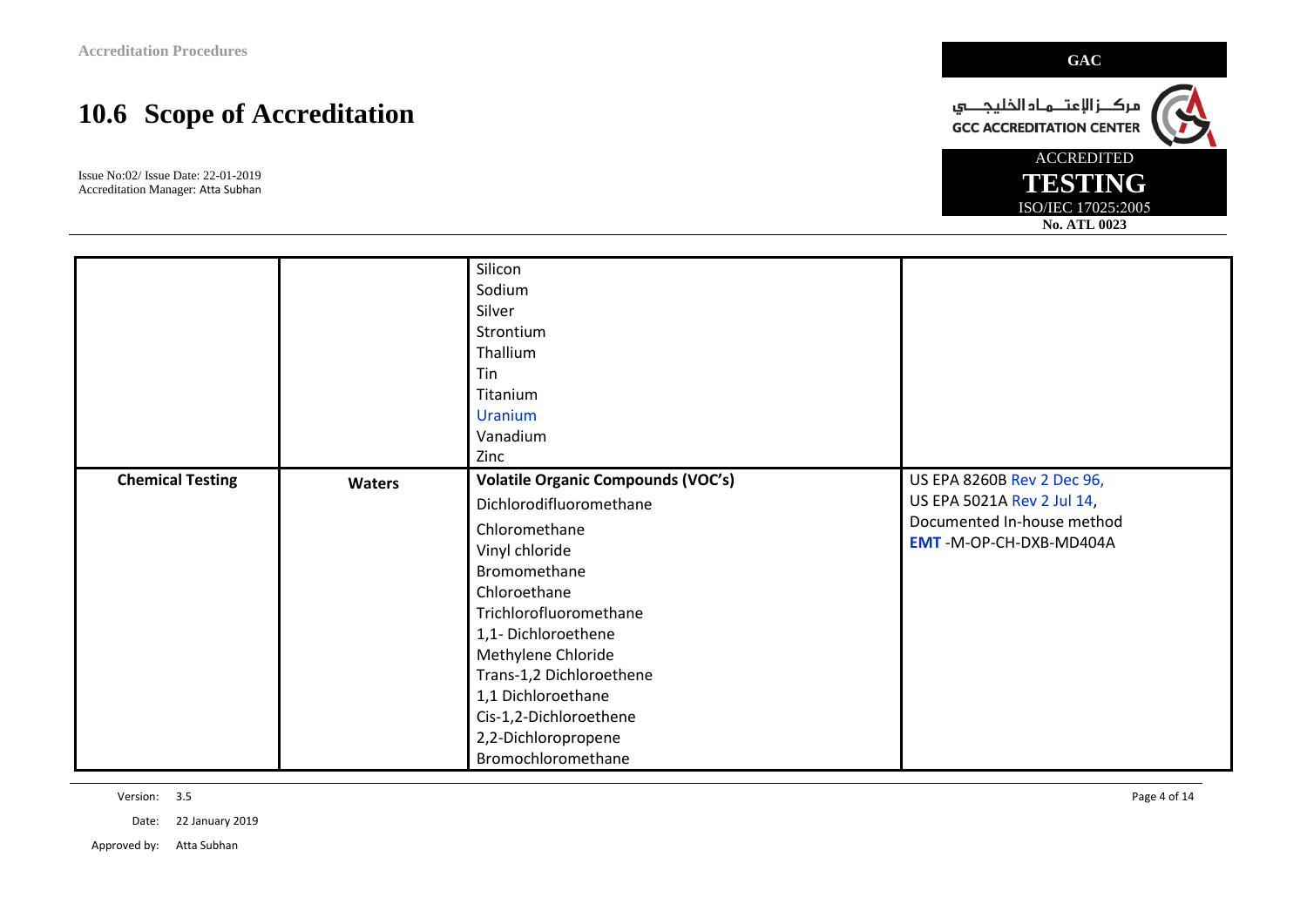## 10.6 Scope of Accreditation

Issue No:02/ Issue Date: 22-01-2019
Accreditation Manager: Atta Subhan

GAC
مركـــز الإعتـــماد الخليجـــي
GCC ACCREDITATION CENTER
ACCREDITED
TESTING
ISO/IEC 17025:2005
No. ATL 0023

| | | | |
|---|---|---|---|
| | | Silicon<br>Sodium<br>Silver<br>Strontium<br>Thallium<br>Tin<br>Titanium<br>Uranium<br>Vanadium<br>Zinc | |
| **Chemical Testing** | **Waters** | **Volatile Organic Compounds (VOC's)**<br>Dichlorodifluoromethane<br>Chloromethane<br>Vinyl chloride<br>Bromomethane<br>Chloroethane<br>Trichlorofluoromethane<br>1,1- Dichloroethene<br>Methylene Chloride<br>Trans-1,2 Dichloroethene<br>1,1 Dichloroethane<br>Cis-1,2-Dichloroethene<br>2,2-Dichloropropene<br>Bromochloromethane | US EPA 8260B Rev 2 Dec 96,<br>US EPA 5021A Rev 2 Jul 14,<br>Documented In-house method<br>**EMT** -M-OP-CH-DXB-MD404A |

Version: 3.5
Date: 22 January 2019
Approved by: Atta Subhan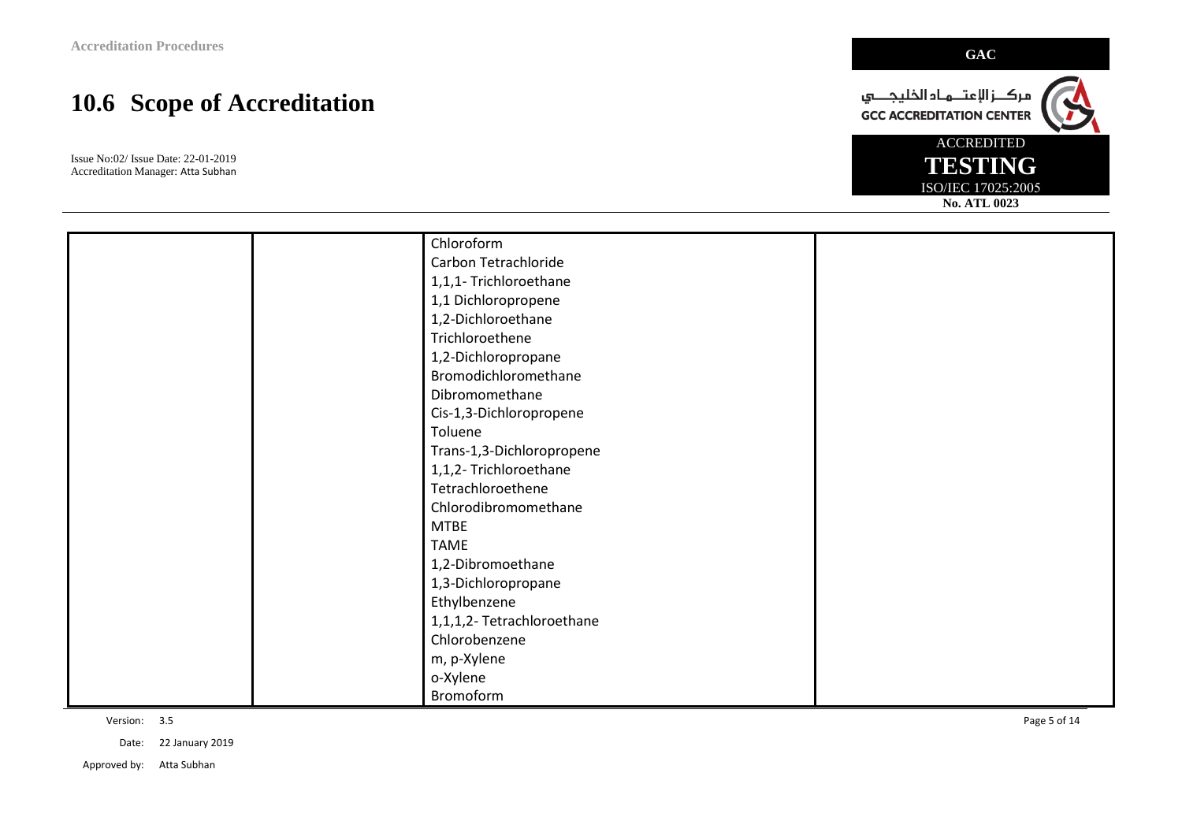| | | | |
|---|---|---|---|
| | | Chloroform<br>Carbon Tetrachloride<br>1,1,1- Trichloroethane<br>1,1 Dichloropropene<br>1,2-Dichloroethane<br>Trichloroethene<br>1,2-Dichloropropane<br>Bromodichloromethane<br>Dibromomethane<br>Cis-1,3-Dichloropropene<br>Toluene<br>Trans-1,3-Dichloropropene<br>1,1,2- Trichloroethane<br>Tetrachloroethene<br>Chlorodibromomethane<br>MTBE<br>TAME<br>1,2-Dibromoethane<br>1,3-Dichloropropane<br>Ethylbenzene<br>1,1,1,2- Tetrachloroethane<br>Chlorobenzene<br>m, p-Xylene<br>o-Xylene<br>Bromoform | |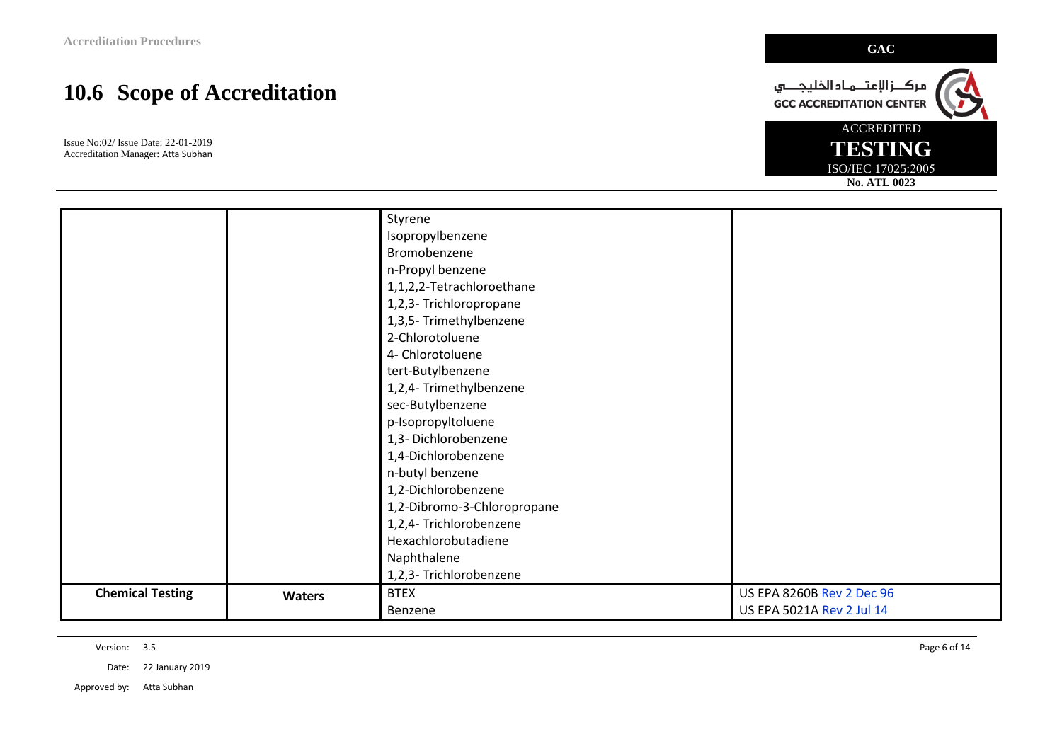# 10.6 Scope of Accreditation

Issue No:02/ Issue Date: 22-01-2019
Accreditation Manager: Atta Subhan

GAC

مركـــز الإعتـــماد الخليجـــي
GCC ACCREDITATION CENTER

ACCREDITED
TESTING
ISO/IEC 17025:2005
No. ATL 0023

| | | | |
|---|---|---|---|
| | | Styrene<br>Isopropylbenzene<br>Bromobenzene<br>n-Propyl benzene<br>1,1,2,2-Tetrachloroethane<br>1,2,3- Trichloropropane<br>1,3,5- Trimethylbenzene<br>2-Chlorotoluene<br>4- Chlorotoluene<br>tert-Butylbenzene<br>1,2,4- Trimethylbenzene<br>sec-Butylbenzene<br>p-Isopropyltoluene<br>1,3- Dichlorobenzene<br>1,4-Dichlorobenzene<br>n-butyl benzene<br>1,2-Dichlorobenzene<br>1,2-Dibromo-3-Chloropropane<br>1,2,4- Trichlorobenzene<br>Hexachlorobutadiene<br>Naphthalene<br>1,2,3- Trichlorobenzene | |
| **Chemical Testing** | **Waters** | BTEX<br>Benzene | US EPA 8260B Rev 2 Dec 96<br>US EPA 5021A Rev 2 Jul 14 |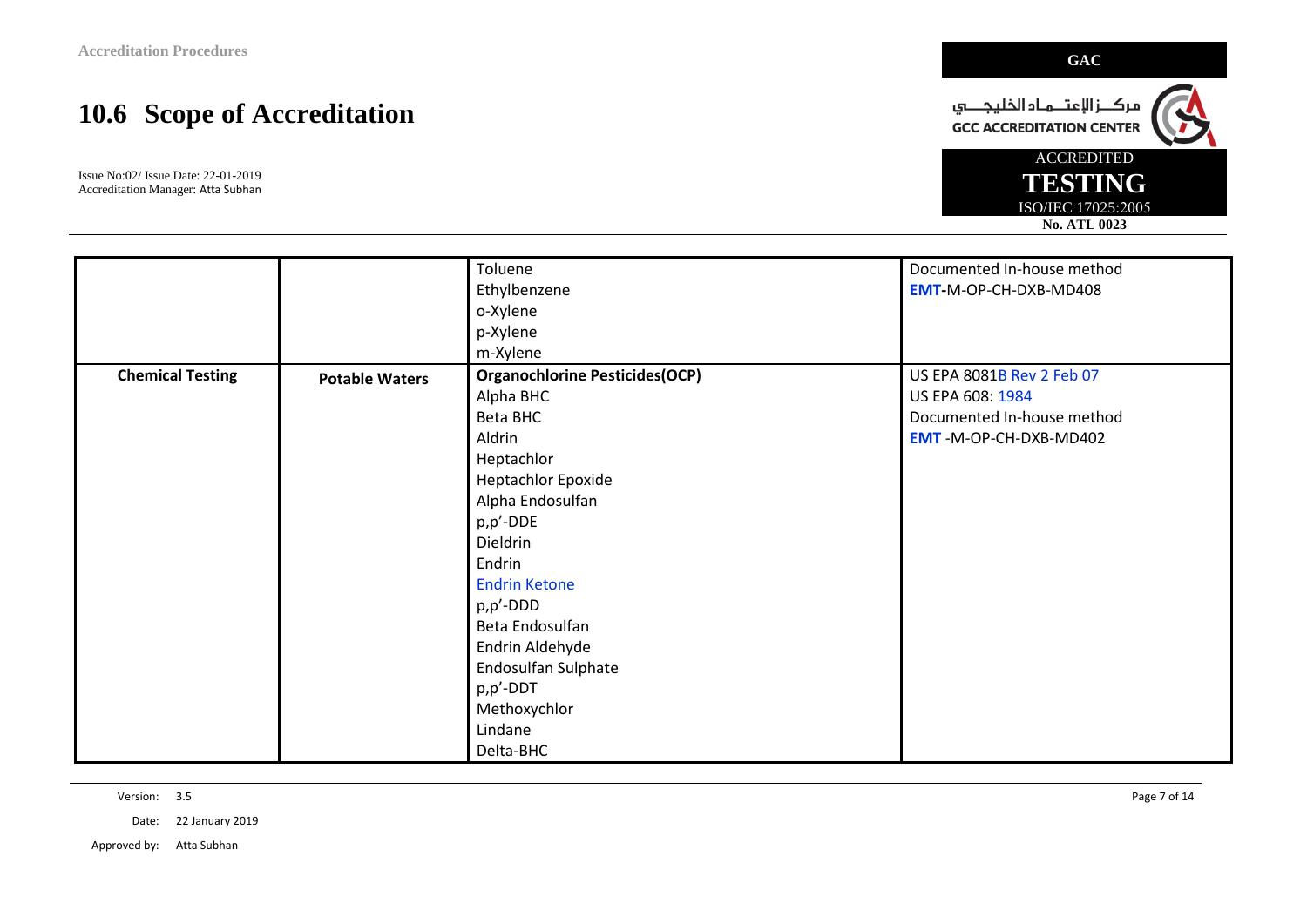# 10.6 Scope of Accreditation

Issue No:02/ Issue Date: 22-01-2019
Accreditation Manager: Atta Subhan

GAC
مركــز الإعتــماد الخليجــي
GCC ACCREDITATION CENTER
ACCREDITED
TESTING
ISO/IEC 17025:2005
No. ATL 0023

| | | | |
|---|---|---|---|
| | | Toluene<br>Ethylbenzene<br>o-Xylene<br>p-Xylene<br>m-Xylene | Documented In-house method<br>**EMT**-M-OP-CH-DXB-MD408 |
| **Chemical Testing** | **Potable Waters** | **Organochlorine Pesticides(OCP)**<br>Alpha BHC<br>Beta BHC<br>Aldrin<br>Heptachlor<br>Heptachlor Epoxide<br>Alpha Endosulfan<br>p,p'-DDE<br>Dieldrin<br>Endrin<br>Endrin Ketone<br>p,p'-DDD<br>Beta Endosulfan<br>Endrin Aldehyde<br>Endosulfan Sulphate<br>p,p'-DDT<br>Methoxychlor<br>Lindane<br>Delta-BHC | US EPA 8081B Rev 2 Feb 07<br>US EPA 608: 1984<br>Documented In-house method<br>**EMT** -M-OP-CH-DXB-MD402 |

Version: 3.5
Date: 22 January 2019
Approved by: Atta Subhan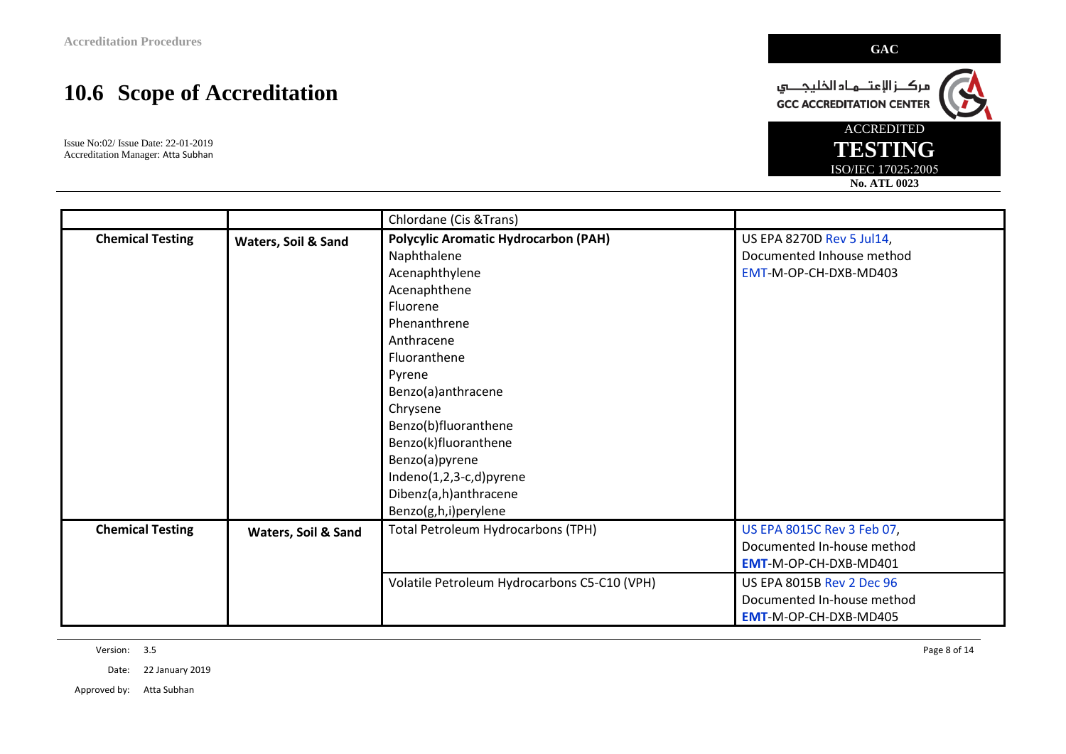## 10.6 Scope of Accreditation

Issue No:02/ Issue Date: 22-01-2019
Accreditation Manager: Atta Subhan

GAC

مركــز الإعتــماد الخليجــي
GCC ACCREDITATION CENTER

ACCREDITED
**TESTING**
ISO/IEC 17025:2005
**No. ATL 0023**

| | | | |
|---|---|---|---|
| | | Chlordane (Cis &Trans) | |
| **Chemical Testing** | **Waters, Soil & Sand** | **Polycylic Aromatic Hydrocarbon (PAH)**<br>Naphthalene<br>Acenaphthylene<br>Acenaphthene<br>Fluorene<br>Phenanthrene<br>Anthracene<br>Fluoranthene<br>Pyrene<br>Benzo(a)anthracene<br>Chrysene<br>Benzo(b)fluoranthene<br>Benzo(k)fluoranthene<br>Benzo(a)pyrene<br>Indeno(1,2,3-c,d)pyrene<br>Dibenz(a,h)anthracene<br>Benzo(g,h,i)perylene | US EPA 8270D Rev 5 Jul14,<br>Documented Inhouse method<br>EMT-M-OP-CH-DXB-MD403 |
| **Chemical Testing** | **Waters, Soil & Sand** | Total Petroleum Hydrocarbons (TPH) | US EPA 8015C Rev 3 Feb 07,<br>Documented In-house method<br>**EMT**-M-OP-CH-DXB-MD401 |
| | | Volatile Petroleum Hydrocarbons C5-C10 (VPH) | US EPA 8015B Rev 2 Dec 96<br>Documented In-house method<br>**EMT**-M-OP-CH-DXB-MD405 |

Version: 3.5
Date: 22 January 2019
Approved by: Atta Subhan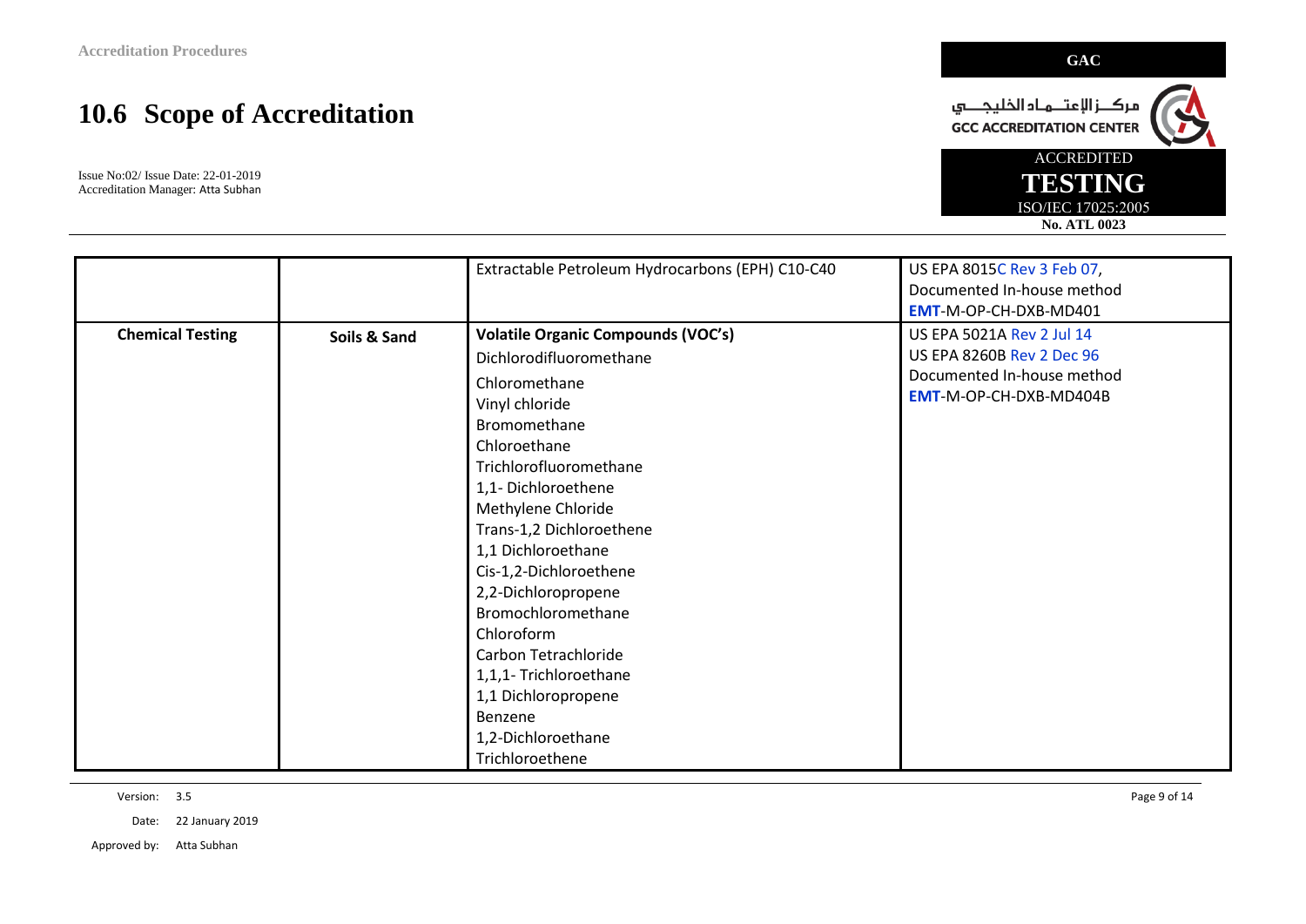# 10.6 Scope of Accreditation

Issue No:02/ Issue Date: 22-01-2019
Accreditation Manager: Atta Subhan

| | | | |
|---|---|---|---|
| | | Extractable Petroleum Hydrocarbons (EPH) C10-C40 | US EPA 8015C Rev 3 Feb 07, Documented In-house method EMT-M-OP-CH-DXB-MD401 |
| **Chemical Testing** | **Soils & Sand** | **Volatile Organic Compounds (VOC's)**<br>Dichlorodifluoromethane<br>Chloromethane<br>Vinyl chloride<br>Bromomethane<br>Chloroethane<br>Trichlorofluoromethane<br>1,1- Dichloroethene<br>Methylene Chloride<br>Trans-1,2 Dichloroethene<br>1,1 Dichloroethane<br>Cis-1,2-Dichloroethene<br>2,2-Dichloropropene<br>Bromochloromethane<br>Chloroform<br>Carbon Tetrachloride<br>1,1,1- Trichloroethane<br>1,1 Dichloropropene<br>Benzene<br>1,2-Dichloroethane<br>Trichloroethene | US EPA 5021A Rev 2 Jul 14<br>US EPA 8260B Rev 2 Dec 96<br>Documented In-house method<br>EMT-M-OP-CH-DXB-MD404B |

Version: 3.5
Date: 22 January 2019
Approved by: Atta Subhan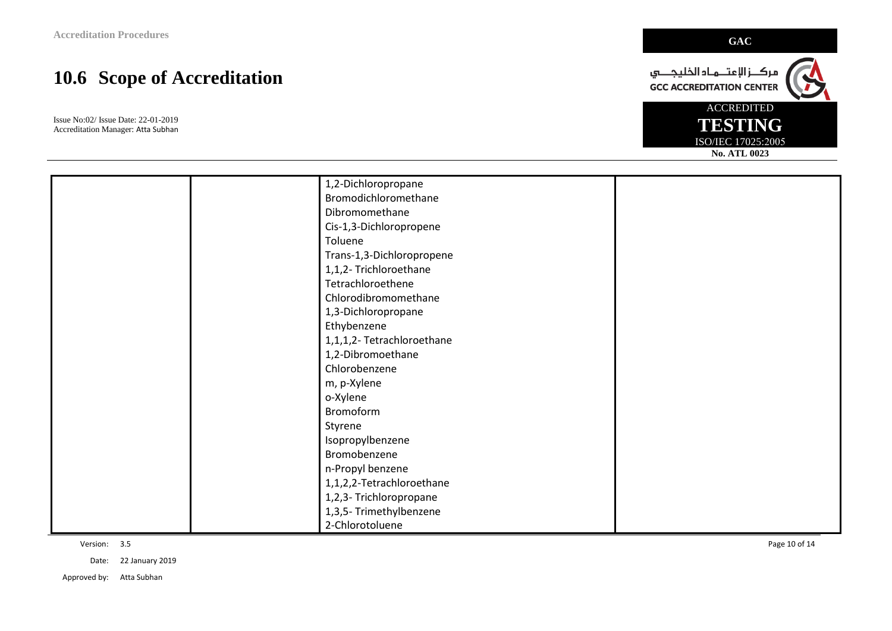| | | | |
|---|---|---|---|
| | | 1,2-Dichloropropane<br>Bromodichloromethane<br>Dibromomethane<br>Cis-1,3-Dichloropropene<br>Toluene<br>Trans-1,3-Dichloropropene<br>1,1,2- Trichloroethane<br>Tetrachloroethene<br>Chlorodibromomethane<br>1,3-Dichloropropane<br>Ethybenzene<br>1,1,1,2- Tetrachloroethane<br>1,2-Dibromoethane<br>Chlorobenzene<br>m, p-Xylene<br>o-Xylene<br>Bromoform<br>Styrene<br>Isopropylbenzene<br>Bromobenzene<br>n-Propyl benzene<br>1,1,2,2-Tetrachloroethane<br>1,2,3- Trichloropropane<br>1,3,5- Trimethylbenzene<br>2-Chlorotoluene | |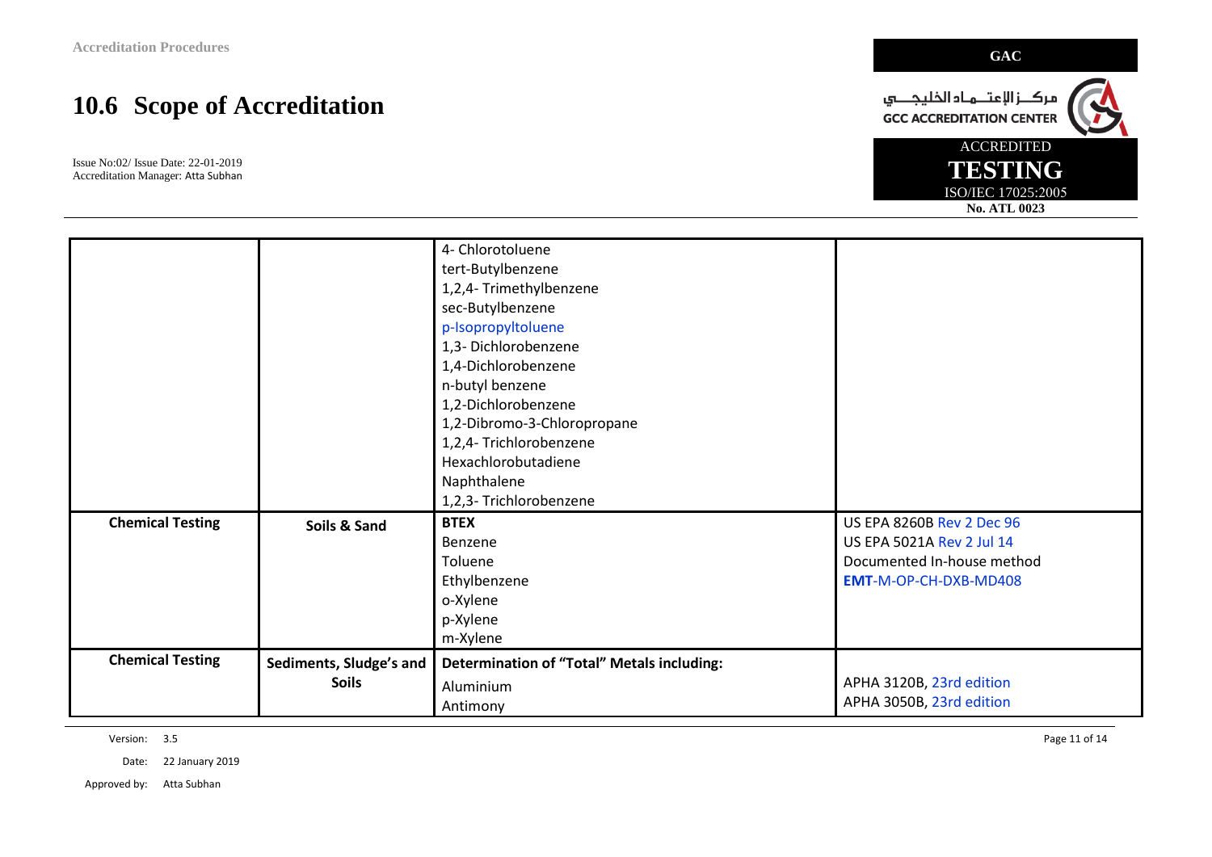## 10.6 Scope of Accreditation

Issue No:02/ Issue Date: 22-01-2019
Accreditation Manager: Atta Subhan

GAC

مركــز الإعتــماد الخليجــي
GCC ACCREDITATION CENTER

ACCREDITED
TESTING
ISO/IEC 17025:2005
No. ATL 0023

| | | | |
|---|---|---|---|
| | | 4- Chlorotoluene<br>tert-Butylbenzene<br>1,2,4- Trimethylbenzene<br>sec-Butylbenzene<br>p-Isopropyltoluene<br>1,3- Dichlorobenzene<br>1,4-Dichlorobenzene<br>n-butyl benzene<br>1,2-Dichlorobenzene<br>1,2-Dibromo-3-Chloropropane<br>1,2,4- Trichlorobenzene<br>Hexachlorobutadiene<br>Naphthalene<br>1,2,3- Trichlorobenzene | |
| **Chemical Testing** | **Soils & Sand** | **BTEX**<br>Benzene<br>Toluene<br>Ethylbenzene<br>o-Xylene<br>p-Xylene<br>m-Xylene | US EPA 8260B Rev 2 Dec 96<br>US EPA 5021A Rev 2 Jul 14<br>Documented In-house method<br>**EMT**-M-OP-CH-DXB-MD408 |
| **Chemical Testing** | **Sediments, Sludge's and Soils** | **Determination of "Total" Metals including:**<br>Aluminium<br>Antimony | APHA 3120B, 23rd edition<br>APHA 3050B, 23rd edition |

Version: 3.5
Date: 22 January 2019
Approved by: Atta Subhan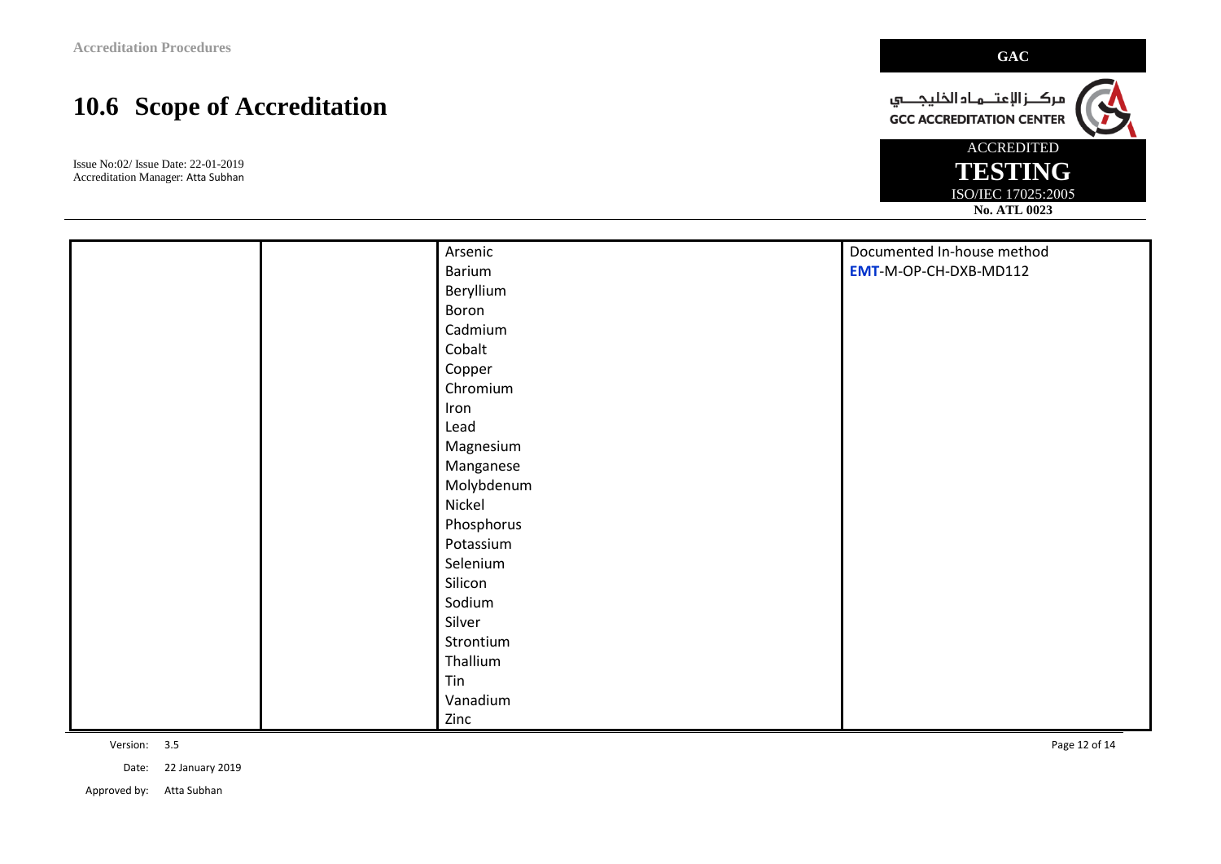## 10.6 Scope of Accreditation

Issue No:02/ Issue Date: 22-01-2019
Accreditation Manager: Atta Subhan

GAC

مركــز الإعتــماد الخليجــي
GCC ACCREDITATION CENTER

ACCREDITED
**TESTING**
ISO/IEC 17025:2005
**No. ATL 0023**

| | | | |
|---|---|---|---|
| | | Arsenic<br>Barium<br>Beryllium<br>Boron<br>Cadmium<br>Cobalt<br>Copper<br>Chromium<br>Iron<br>Lead<br>Magnesium<br>Manganese<br>Molybdenum<br>Nickel<br>Phosphorus<br>Potassium<br>Selenium<br>Silicon<br>Sodium<br>Silver<br>Strontium<br>Thallium<br>Tin<br>Vanadium<br>Zinc | Documented In-house method<br>EMT-M-OP-CH-DXB-MD112 |

Version: 3.5
Date: 22 January 2019
Approved by: Atta Subhan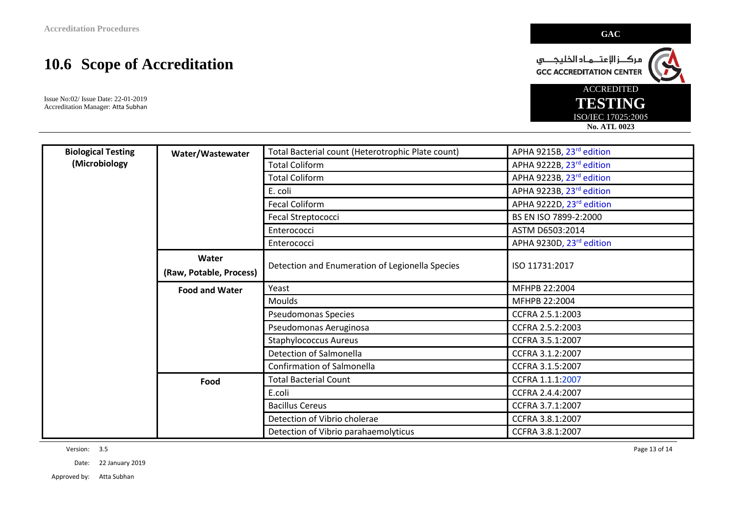## 10.6 Scope of Accreditation

Issue No:02/ Issue Date: 22-01-2019
Accreditation Manager: Atta Subhan

GAC

مركــز الإعتــماد الخليجـــي
GCC ACCREDITATION CENTER

ACCREDITED
**TESTING**
ISO/IEC 17025:2005
**No. ATL 0023**

| | | | |
|---|---|---|---|
| **Biological Testing (Microbiology** | **Water/Wastewater** | Total Bacterial count (Heterotrophic Plate count) | APHA 9215B, 23rd edition |
| | | Total Coliform | APHA 9222B, 23rd edition |
| | | Total Coliform | APHA 9223B, 23rd edition |
| | | E. coli | APHA 9223B, 23rd edition |
| | | Fecal Coliform | APHA 9222D, 23rd edition |
| | | Fecal Streptococci | BS EN ISO 7899-2:2000 |
| | | Enterococci | ASTM D6503:2014 |
| | | Enterococci | APHA 9230D, 23rd edition |
| | **Water (Raw, Potable, Process)** | Detection and Enumeration of Legionella Species | ISO 11731:2017 |
| | **Food and Water** | Yeast | MFHPB 22:2004 |
| | | Moulds | MFHPB 22:2004 |
| | | Pseudomonas Species | CCFRA 2.5.1:2003 |
| | | Pseudomonas Aeruginosa | CCFRA 2.5.2:2003 |
| | | Staphylococcus Aureus | CCFRA 3.5.1:2007 |
| | | Detection of Salmonella | CCFRA 3.1.2:2007 |
| | | Confirmation of Salmonella | CCFRA 3.1.5:2007 |
| | **Food** | Total Bacterial Count | CCFRA 1.1.1:2007 |
| | | E.coli | CCFRA 2.4.4:2007 |
| | | Bacillus Cereus | CCFRA 3.7.1:2007 |
| | | Detection of Vibrio cholerae | CCFRA 3.8.1:2007 |
| | | Detection of Vibrio parahaemolyticus | CCFRA 3.8.1:2007 |

Version: 3.5
Date: 22 January 2019
Approved by: Atta Subhan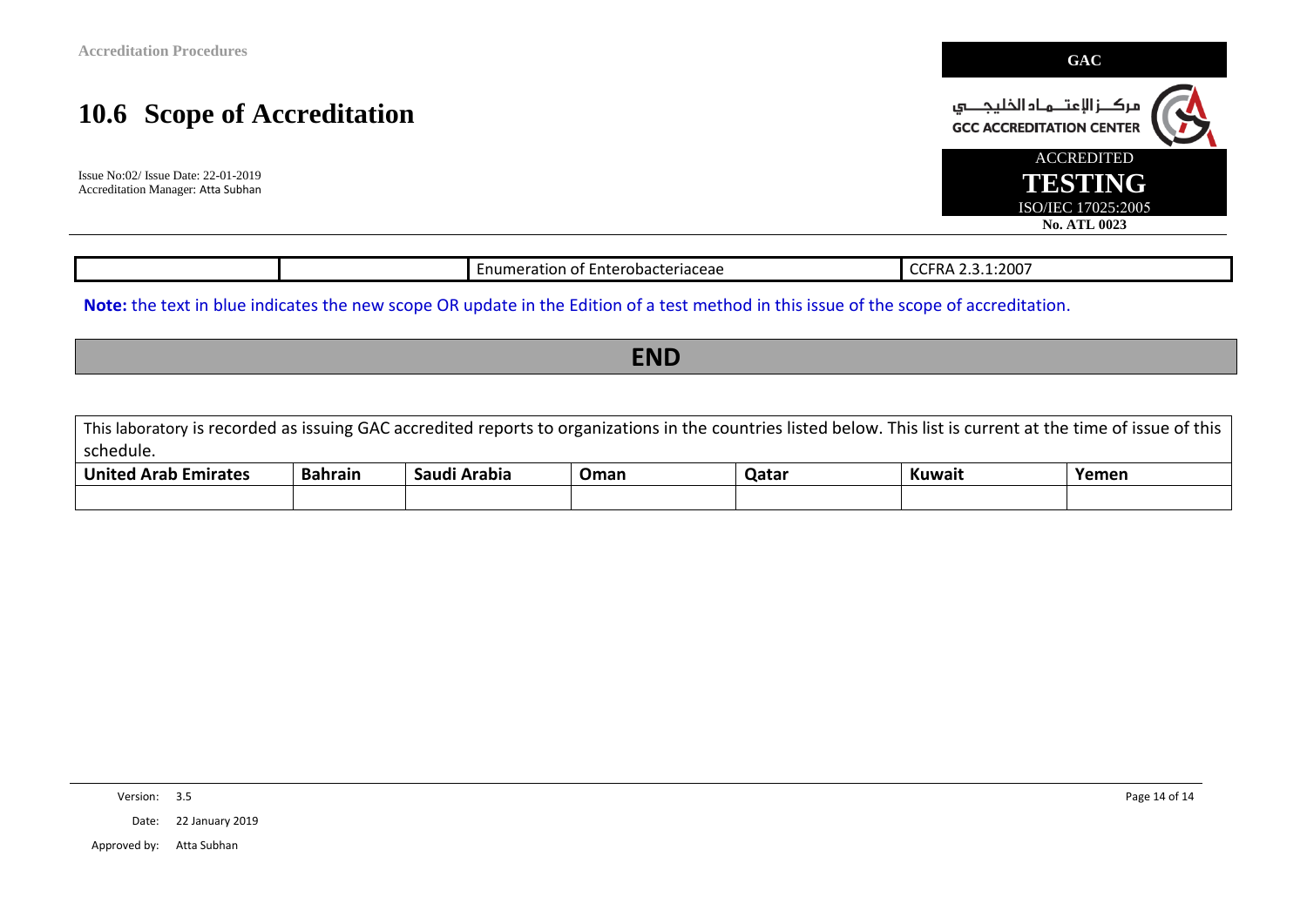| | | | |
|---|---|---|---|
| | | Enumeration of Enterobacteriaceae | CCFRA 2.3.1:2007 |

**Note:** the text in blue indicates the new scope OR update in the Edition of a test method in this issue of the scope of accreditation.

**END**

This laboratory is recorded as issuing GAC accredited reports to organizations in the countries listed below. This list is current at the time of issue of this schedule.

| United Arab Emirates | Bahrain | Saudi Arabia | Oman | Qatar | Kuwait | Yemen |
|---|---|---|---|---|---|---|
| | | | | | | |